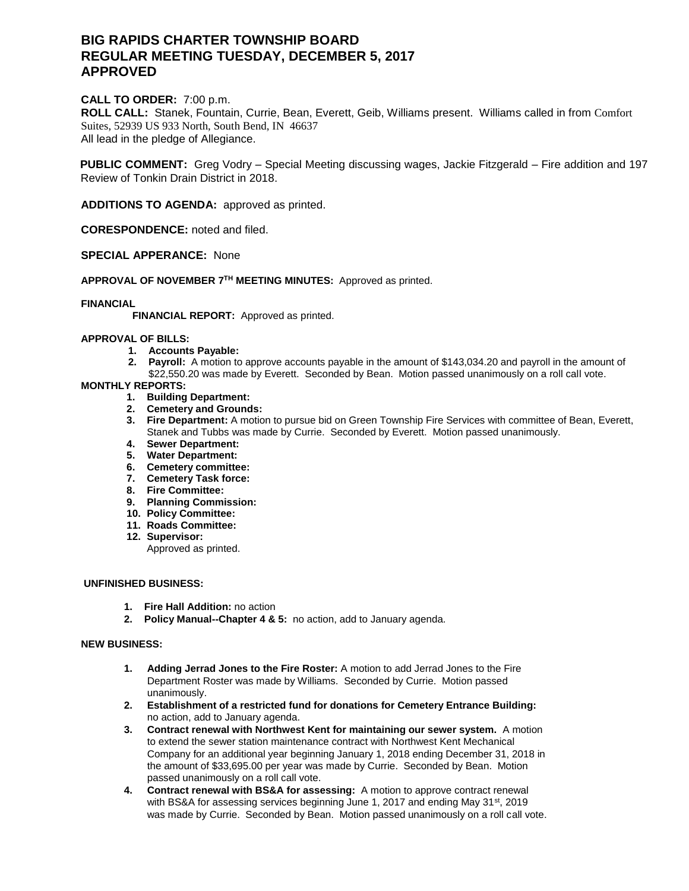# BIG RAPIDS CHARTER TOWNSHIP BOARD
# REGULAR MEETING TUESDAY, DECEMBER 5, 2017
# APPROVED

**CALL TO ORDER:** 7:00 p.m.
**ROLL CALL:** Stanek, Fountain, Currie, Bean, Everett, Geib, Williams present. Williams called in from Comfort Suites, 52939 US 933 North, South Bend, IN 46637
All lead in the pledge of Allegiance.

**PUBLIC COMMENT:** Greg Vodry – Special Meeting discussing wages, Jackie Fitzgerald – Fire addition and 197 Review of Tonkin Drain District in 2018.

**ADDITIONS TO AGENDA:** approved as printed.

**CORESPONDENCE:** noted and filed.

**SPECIAL APPERANCE:** None

**APPROVAL OF NOVEMBER 7TH MEETING MINUTES:** Approved as printed.

**FINANCIAL**

**FINANCIAL REPORT:** Approved as printed.

**APPROVAL OF BILLS:**

1. **Accounts Payable:**
2. **Payroll:** A motion to approve accounts payable in the amount of $143,034.20 and payroll in the amount of $22,550.20 was made by Everett. Seconded by Bean. Motion passed unanimously on a roll call vote.

**MONTHLY REPORTS:**

1. **Building Department:**
2. **Cemetery and Grounds:**
3. **Fire Department:** A motion to pursue bid on Green Township Fire Services with committee of Bean, Everett, Stanek and Tubbs was made by Currie. Seconded by Everett. Motion passed unanimously.
4. **Sewer Department:**
5. **Water Department:**
6. **Cemetery committee:**
7. **Cemetery Task force:**
8. **Fire Committee:**
9. **Planning Commission:**
10. **Policy Committee:**
11. **Roads Committee:**
12. **Supervisor:**
    Approved as printed.

**UNFINISHED BUSINESS:**

1. **Fire Hall Addition:** no action
2. **Policy Manual--Chapter 4 & 5:** no action, add to January agenda.

**NEW BUSINESS:**

1. **Adding Jerrad Jones to the Fire Roster:** A motion to add Jerrad Jones to the Fire Department Roster was made by Williams. Seconded by Currie. Motion passed unanimously.
2. **Establishment of a restricted fund for donations for Cemetery Entrance Building:** no action, add to January agenda.
3. **Contract renewal with Northwest Kent for maintaining our sewer system.** A motion to extend the sewer station maintenance contract with Northwest Kent Mechanical Company for an additional year beginning January 1, 2018 ending December 31, 2018 in the amount of $33,695.00 per year was made by Currie. Seconded by Bean. Motion passed unanimously on a roll call vote.
4. **Contract renewal with BS&A for assessing:** A motion to approve contract renewal with BS&A for assessing services beginning June 1, 2017 and ending May 31st, 2019 was made by Currie. Seconded by Bean. Motion passed unanimously on a roll call vote.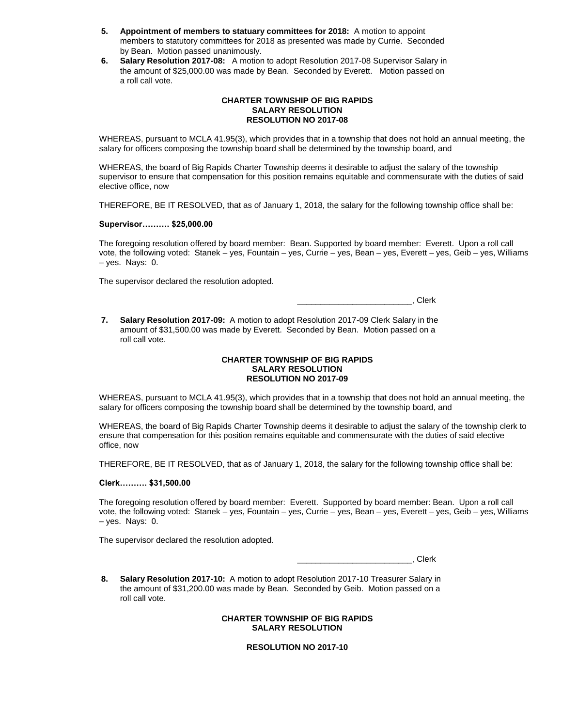5. **Appointment of members to statuary committees for 2018:** A motion to appoint members to statutory committees for 2018 as presented was made by Currie. Seconded by Bean. Motion passed unanimously.
6. **Salary Resolution 2017-08:** A motion to adopt Resolution 2017-08 Supervisor Salary in the amount of $25,000.00 was made by Bean. Seconded by Everett. Motion passed on a roll call vote.

**CHARTER TOWNSHIP OF BIG RAPIDS**
**SALARY RESOLUTION**
**RESOLUTION NO 2017-08**

WHEREAS, pursuant to MCLA 41.95(3), which provides that in a township that does not hold an annual meeting, the salary for officers composing the township board shall be determined by the township board, and

WHEREAS, the board of Big Rapids Charter Township deems it desirable to adjust the salary of the township supervisor to ensure that compensation for this position remains equitable and commensurate with the duties of said elective office, now

THEREFORE, BE IT RESOLVED, that as of January 1, 2018, the salary for the following township office shall be:

**Supervisor………. $25,000.00**

The foregoing resolution offered by board member: Bean. Supported by board member: Everett. Upon a roll call vote, the following voted: Stanek – yes, Fountain – yes, Currie – yes, Bean – yes, Everett – yes, Geib – yes, Williams – yes. Nays: 0.

The supervisor declared the resolution adopted.

________________________, Clerk

7. **Salary Resolution 2017-09:** A motion to adopt Resolution 2017-09 Clerk Salary in the amount of $31,500.00 was made by Everett. Seconded by Bean. Motion passed on a roll call vote.

**CHARTER TOWNSHIP OF BIG RAPIDS**
**SALARY RESOLUTION**
**RESOLUTION NO 2017-09**

WHEREAS, pursuant to MCLA 41.95(3), which provides that in a township that does not hold an annual meeting, the salary for officers composing the township board shall be determined by the township board, and

WHEREAS, the board of Big Rapids Charter Township deems it desirable to adjust the salary of the township clerk to ensure that compensation for this position remains equitable and commensurate with the duties of said elective office, now

THEREFORE, BE IT RESOLVED, that as of January 1, 2018, the salary for the following township office shall be:

**Clerk………. $31,500.00**

The foregoing resolution offered by board member: Everett. Supported by board member: Bean. Upon a roll call vote, the following voted: Stanek – yes, Fountain – yes, Currie – yes, Bean – yes, Everett – yes, Geib – yes, Williams – yes. Nays: 0.

The supervisor declared the resolution adopted.

________________________, Clerk

8. **Salary Resolution 2017-10:** A motion to adopt Resolution 2017-10 Treasurer Salary in the amount of $31,200.00 was made by Bean. Seconded by Geib. Motion passed on a roll call vote.

**CHARTER TOWNSHIP OF BIG RAPIDS**
**SALARY RESOLUTION**

**RESOLUTION NO 2017-10**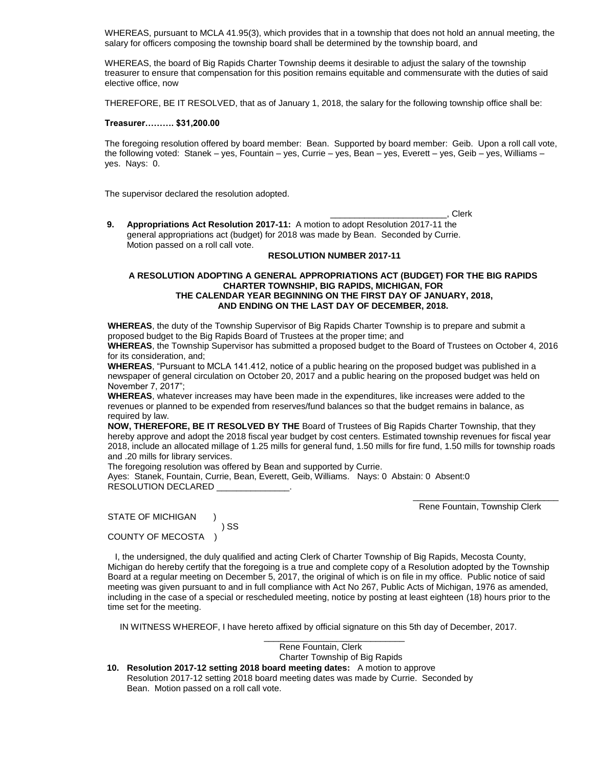WHEREAS, pursuant to MCLA 41.95(3), which provides that in a township that does not hold an annual meeting, the salary for officers composing the township board shall be determined by the township board, and

WHEREAS, the board of Big Rapids Charter Township deems it desirable to adjust the salary of the township treasurer to ensure that compensation for this position remains equitable and commensurate with the duties of said elective office, now

THEREFORE, BE IT RESOLVED, that as of January 1, 2018, the salary for the following township office shall be:

**Treasurer………. $31,200.00**

The foregoing resolution offered by board member: Bean. Supported by board member: Geib. Upon a roll call vote, the following voted: Stanek – yes, Fountain – yes, Currie – yes, Bean – yes, Everett – yes, Geib – yes, Williams – yes. Nays: 0.

The supervisor declared the resolution adopted.

________________________, Clerk

**9. Appropriations Act Resolution 2017-11:** A motion to adopt Resolution 2017-11 the general appropriations act (budget) for 2018 was made by Bean. Seconded by Currie. Motion passed on a roll call vote.

**RESOLUTION NUMBER 2017-11**

**A RESOLUTION ADOPTING A GENERAL APPROPRIATIONS ACT (BUDGET) FOR THE BIG RAPIDS CHARTER TOWNSHIP, BIG RAPIDS, MICHIGAN, FOR THE CALENDAR YEAR BEGINNING ON THE FIRST DAY OF JANUARY, 2018, AND ENDING ON THE LAST DAY OF DECEMBER, 2018.**

**WHEREAS**, the duty of the Township Supervisor of Big Rapids Charter Township is to prepare and submit a proposed budget to the Big Rapids Board of Trustees at the proper time; and

**WHEREAS**, the Township Supervisor has submitted a proposed budget to the Board of Trustees on October 4, 2016 for its consideration, and;

**WHEREAS**, "Pursuant to MCLA 141.412, notice of a public hearing on the proposed budget was published in a newspaper of general circulation on October 20, 2017 and a public hearing on the proposed budget was held on November 7, 2017";

**WHEREAS**, whatever increases may have been made in the expenditures, like increases were added to the revenues or planned to be expended from reserves/fund balances so that the budget remains in balance, as required by law.

**NOW, THEREFORE, BE IT RESOLVED BY THE** Board of Trustees of Big Rapids Charter Township, that they hereby approve and adopt the 2018 fiscal year budget by cost centers. Estimated township revenues for fiscal year 2018, include an allocated millage of 1.25 mills for general fund, 1.50 mills for fire fund, 1.50 mills for township roads and .20 mills for library services.

The foregoing resolution was offered by Bean and supported by Currie.

Ayes: Stanek, Fountain, Currie, Bean, Everett, Geib, Williams. Nays: 0 Abstain: 0 Absent:0

RESOLUTION DECLARED _______________.

_______________________________
Rene Fountain, Township Clerk

STATE OF MICHIGAN )
) SS
COUNTY OF MECOSTA )

I, the undersigned, the duly qualified and acting Clerk of Charter Township of Big Rapids, Mecosta County, Michigan do hereby certify that the foregoing is a true and complete copy of a Resolution adopted by the Township Board at a regular meeting on December 5, 2017, the original of which is on file in my office. Public notice of said meeting was given pursuant to and in full compliance with Act No 267, Public Acts of Michigan, 1976 as amended, including in the case of a special or rescheduled meeting, notice by posting at least eighteen (18) hours prior to the time set for the meeting.

IN WITNESS WHEREOF, I have hereto affixed by official signature on this 5th day of December, 2017.

_____________________________
Rene Fountain, Clerk
Charter Township of Big Rapids

**10. Resolution 2017-12 setting 2018 board meeting dates:** A motion to approve Resolution 2017-12 setting 2018 board meeting dates was made by Currie. Seconded by Bean. Motion passed on a roll call vote.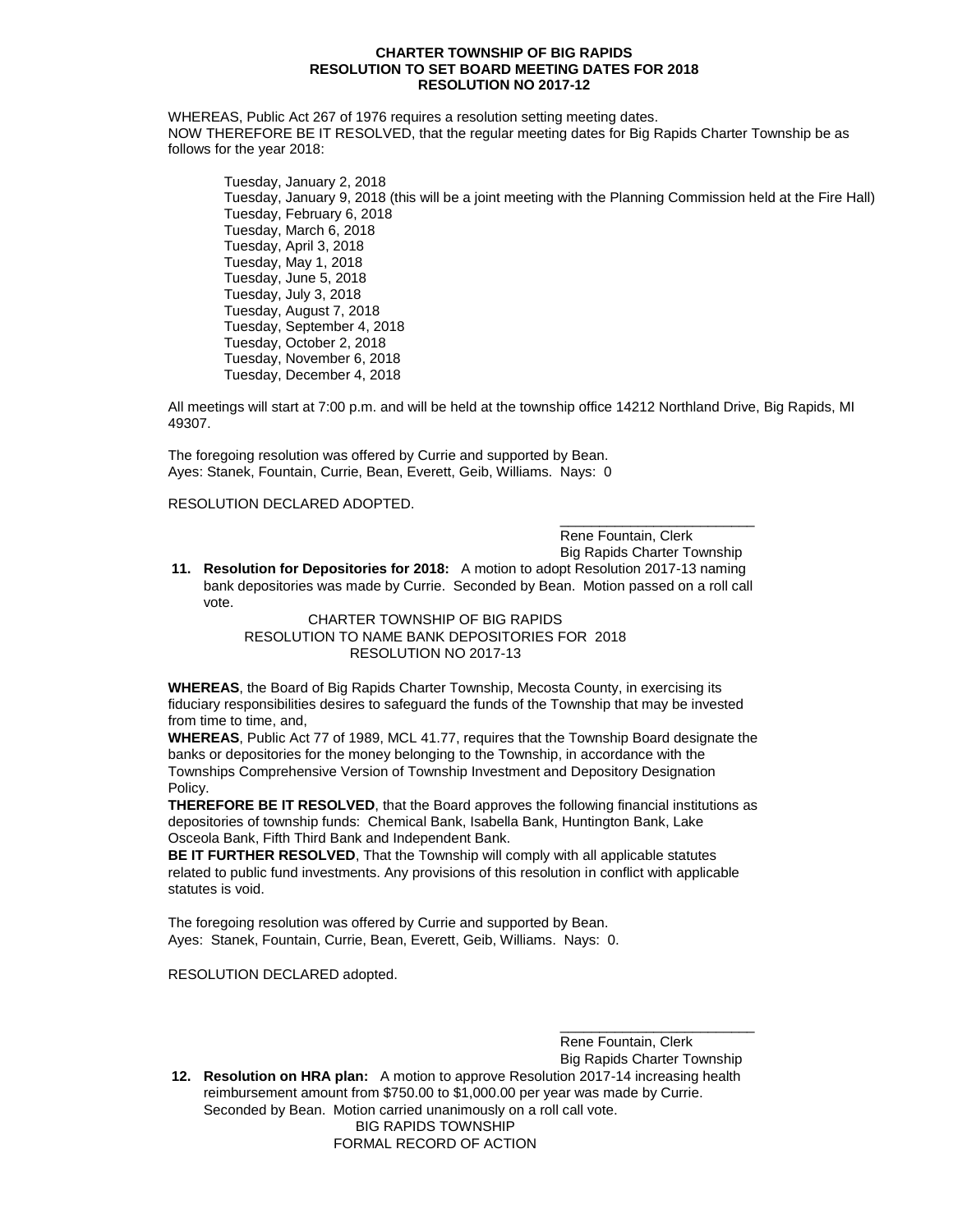**CHARTER TOWNSHIP OF BIG RAPIDS**
**RESOLUTION TO SET BOARD MEETING DATES FOR 2018**
**RESOLUTION NO 2017-12**

WHEREAS, Public Act 267 of 1976 requires a resolution setting meeting dates.
NOW THEREFORE BE IT RESOLVED, that the regular meeting dates for Big Rapids Charter Township be as follows for the year 2018:

Tuesday, January 2, 2018
Tuesday, January 9, 2018 (this will be a joint meeting with the Planning Commission held at the Fire Hall)
Tuesday, February 6, 2018
Tuesday, March 6, 2018
Tuesday, April 3, 2018
Tuesday, May 1, 2018
Tuesday, June 5, 2018
Tuesday, July 3, 2018
Tuesday, August 7, 2018
Tuesday, September 4, 2018
Tuesday, October 2, 2018
Tuesday, November 6, 2018
Tuesday, December 4, 2018

All meetings will start at 7:00 p.m. and will be held at the township office 14212 Northland Drive, Big Rapids, MI 49307.

The foregoing resolution was offered by Currie and supported by Bean.
Ayes: Stanek, Fountain, Currie, Bean, Everett, Geib, Williams. Nays: 0

RESOLUTION DECLARED ADOPTED.

\_\_\_\_\_\_\_\_\_\_\_\_\_\_\_\_\_\_\_\_\_\_\_\_\_
Rene Fountain, Clerk
Big Rapids Charter Township

11. **Resolution for Depositories for 2018:** A motion to adopt Resolution 2017-13 naming bank depositories was made by Currie. Seconded by Bean. Motion passed on a roll call vote.

CHARTER TOWNSHIP OF BIG RAPIDS
RESOLUTION TO NAME BANK DEPOSITORIES FOR 2018
RESOLUTION NO 2017-13

**WHEREAS**, the Board of Big Rapids Charter Township, Mecosta County, in exercising its fiduciary responsibilities desires to safeguard the funds of the Township that may be invested from time to time, and,
**WHEREAS**, Public Act 77 of 1989, MCL 41.77, requires that the Township Board designate the banks or depositories for the money belonging to the Township, in accordance with the Townships Comprehensive Version of Township Investment and Depository Designation Policy.
**THEREFORE BE IT RESOLVED**, that the Board approves the following financial institutions as depositories of township funds: Chemical Bank, Isabella Bank, Huntington Bank, Lake Osceola Bank, Fifth Third Bank and Independent Bank.
**BE IT FURTHER RESOLVED**, That the Township will comply with all applicable statutes related to public fund investments. Any provisions of this resolution in conflict with applicable statutes is void.

The foregoing resolution was offered by Currie and supported by Bean.
Ayes: Stanek, Fountain, Currie, Bean, Everett, Geib, Williams. Nays: 0.

RESOLUTION DECLARED adopted.

\_\_\_\_\_\_\_\_\_\_\_\_\_\_\_\_\_\_\_\_\_\_\_\_\_
Rene Fountain, Clerk
Big Rapids Charter Township

12. **Resolution on HRA plan:** A motion to approve Resolution 2017-14 increasing health reimbursement amount from $750.00 to $1,000.00 per year was made by Currie. Seconded by Bean. Motion carried unanimously on a roll call vote.

BIG RAPIDS TOWNSHIP
FORMAL RECORD OF ACTION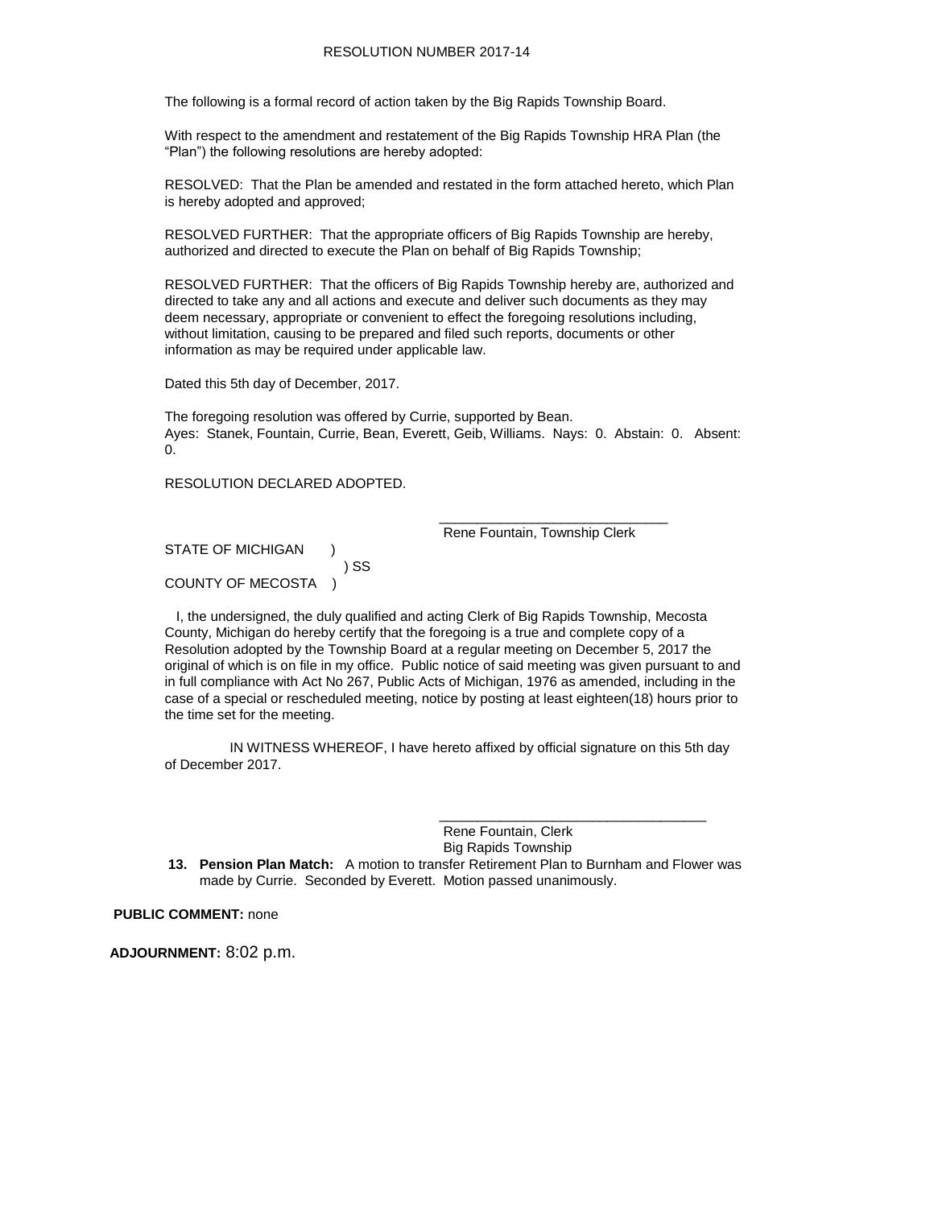RESOLUTION NUMBER 2017-14

The following is a formal record of action taken by the Big Rapids Township Board.

With respect to the amendment and restatement of the Big Rapids Township HRA Plan (the "Plan") the following resolutions are hereby adopted:

RESOLVED: That the Plan be amended and restated in the form attached hereto, which Plan is hereby adopted and approved;

RESOLVED FURTHER: That the appropriate officers of Big Rapids Township are hereby, authorized and directed to execute the Plan on behalf of Big Rapids Township;

RESOLVED FURTHER: That the officers of Big Rapids Township hereby are, authorized and directed to take any and all actions and execute and deliver such documents as they may deem necessary, appropriate or convenient to effect the foregoing resolutions including, without limitation, causing to be prepared and filed such reports, documents or other information as may be required under applicable law.

Dated this 5th day of December, 2017.

The foregoing resolution was offered by Currie, supported by Bean.
Ayes: Stanek, Fountain, Currie, Bean, Everett, Geib, Williams. Nays: 0. Abstain: 0. Absent: 0.

RESOLUTION DECLARED ADOPTED.

\_\_\_\_\_\_\_\_\_\_\_\_\_\_\_\_\_\_\_\_\_\_\_\_\_\_\_\_\_\_
Rene Fountain, Township Clerk

STATE OF MICHIGAN )
) SS
COUNTY OF MECOSTA )

I, the undersigned, the duly qualified and acting Clerk of Big Rapids Township, Mecosta County, Michigan do hereby certify that the foregoing is a true and complete copy of a Resolution adopted by the Township Board at a regular meeting on December 5, 2017 the original of which is on file in my office. Public notice of said meeting was given pursuant to and in full compliance with Act No 267, Public Acts of Michigan, 1976 as amended, including in the case of a special or rescheduled meeting, notice by posting at least eighteen(18) hours prior to the time set for the meeting.

IN WITNESS WHEREOF, I have hereto affixed by official signature on this 5th day of December 2017.

\_\_\_\_\_\_\_\_\_\_\_\_\_\_\_\_\_\_\_\_\_\_\_\_\_\_\_\_\_\_\_\_\_\_\_
Rene Fountain, Clerk
Big Rapids Township

13. **Pension Plan Match:** A motion to transfer Retirement Plan to Burnham and Flower was made by Currie. Seconded by Everett. Motion passed unanimously.

**PUBLIC COMMENT:** none

**ADJOURNMENT:** 8:02 p.m.